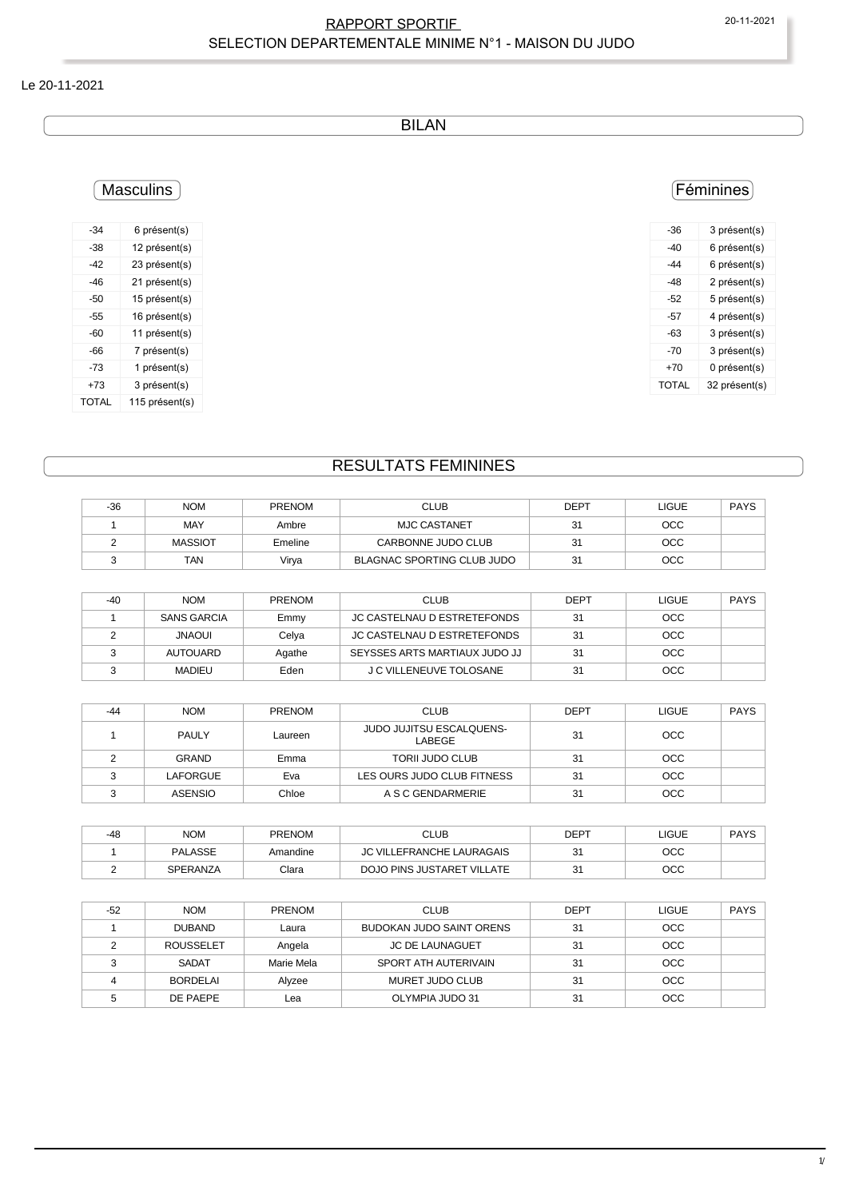# RAPPORT SPORTIF

## SELECTION DEPARTEMENTALE MINIME N°1 - MAISON DU JUDO

Le 20-11-2021

## BILAN

### Masculins

| -34 | 6 présent(s) |
|---|---|
| -38 | 12 présent(s) |
| -42 | 23 présent(s) |
| -46 | 21 présent(s) |
| -50 | 15 présent(s) |
| -55 | 16 présent(s) |
| -60 | 11 présent(s) |
| -66 | 7 présent(s) |
| -73 | 1 présent(s) |
| +73 | 3 présent(s) |
| TOTAL | 115 présent(s) |

### Féminines

| -36 | 3 présent(s) |
|---|---|
| -40 | 6 présent(s) |
| -44 | 6 présent(s) |
| -48 | 2 présent(s) |
| -52 | 5 présent(s) |
| -57 | 4 présent(s) |
| -63 | 3 présent(s) |
| -70 | 3 présent(s) |
| +70 | 0 présent(s) |
| TOTAL | 32 présent(s) |

## RESULTATS FEMININES

| -36 | NOM | PRENOM | CLUB | DEPT | LIGUE | PAYS |
|---|---|---|---|---|---|---|
| 1 | MAY | Ambre | MJC CASTANET | 31 | OCC | |
| 2 | MASSIOT | Emeline | CARBONNE JUDO CLUB | 31 | OCC | |
| 3 | TAN | Virya | BLAGNAC SPORTING CLUB JUDO | 31 | OCC | |

| -40 | NOM | PRENOM | CLUB | DEPT | LIGUE | PAYS |
|---|---|---|---|---|---|---|
| 1 | SANS GARCIA | Emmy | JC CASTELNAU D ESTRETEFONDS | 31 | OCC | |
| 2 | JNAOUI | Celya | JC CASTELNAU D ESTRETEFONDS | 31 | OCC | |
| 3 | AUTOUARD | Agathe | SEYSSES ARTS MARTIAUX JUDO JJ | 31 | OCC | |
| 3 | MADIEU | Eden | J C VILLENEUVE TOLOSANE | 31 | OCC | |

| -44 | NOM | PRENOM | CLUB | DEPT | LIGUE | PAYS |
|---|---|---|---|---|---|---|
| 1 | PAULY | Laureen | JUDO JUJITSU ESCALQUENS-LABEGE | 31 | OCC | |
| 2 | GRAND | Emma | TORII JUDO CLUB | 31 | OCC | |
| 3 | LAFORGUE | Eva | LES OURS JUDO CLUB FITNESS | 31 | OCC | |
| 3 | ASENSIO | Chloe | A S C GENDARMERIE | 31 | OCC | |

| -48 | NOM | PRENOM | CLUB | DEPT | LIGUE | PAYS |
|---|---|---|---|---|---|---|
| 1 | PALASSE | Amandine | JC VILLEFRANCHE LAURAGAIS | 31 | OCC | |
| 2 | SPERANZA | Clara | DOJO PINS JUSTARET VILLATE | 31 | OCC | |

| -52 | NOM | PRENOM | CLUB | DEPT | LIGUE | PAYS |
|---|---|---|---|---|---|---|
| 1 | DUBAND | Laura | BUDOKAN JUDO SAINT ORENS | 31 | OCC | |
| 2 | ROUSSELET | Angela | JC DE LAUNAGUET | 31 | OCC | |
| 3 | SADAT | Marie Mela | SPORT ATH AUTERIVAIN | 31 | OCC | |
| 4 | BORDELAI | Alyzee | MURET JUDO CLUB | 31 | OCC | |
| 5 | DE PAEPE | Lea | OLYMPIA JUDO 31 | 31 | OCC | |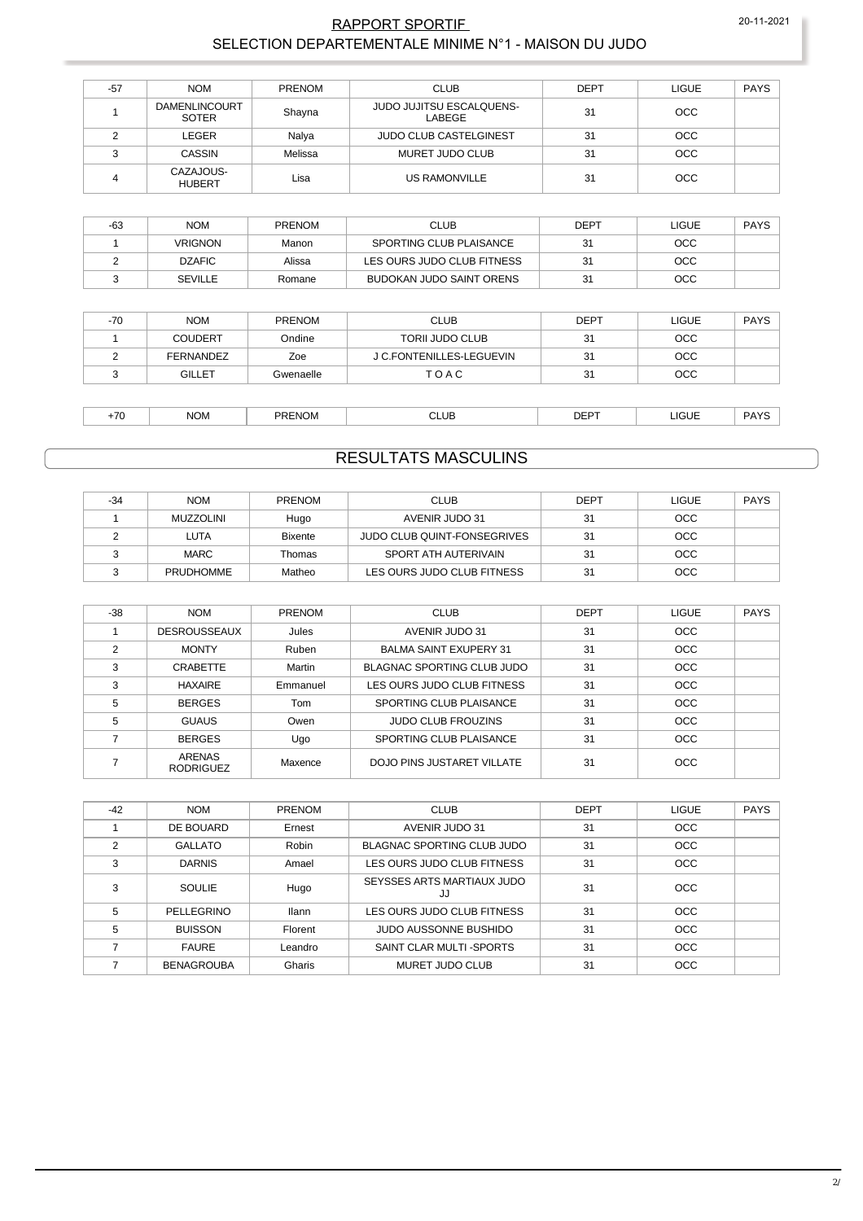## RAPPORT SPORTIF
## SELECTION DEPARTEMENTALE MINIME N°1 - MAISON DU JUDO

| -57 | NOM | PRENOM | CLUB | DEPT | LIGUE | PAYS |
|---|---|---|---|---|---|---|
| 1 | DAMENLINCOURT SOTER | Shayna | JUDO JUJITSU ESCALQUENS-LABEGE | 31 | OCC | |
| 2 | LEGER | Nalya | JUDO CLUB CASTELGINEST | 31 | OCC | |
| 3 | CASSIN | Melissa | MURET JUDO CLUB | 31 | OCC | |
| 4 | CAZAJOUS-HUBERT | Lisa | US RAMONVILLE | 31 | OCC | |

| -63 | NOM | PRENOM | CLUB | DEPT | LIGUE | PAYS |
|---|---|---|---|---|---|---|
| 1 | VRIGNON | Manon | SPORTING CLUB PLAISANCE | 31 | OCC | |
| 2 | DZAFIC | Alissa | LES OURS JUDO CLUB FITNESS | 31 | OCC | |
| 3 | SEVILLE | Romane | BUDOKAN JUDO SAINT ORENS | 31 | OCC | |

| -70 | NOM | PRENOM | CLUB | DEPT | LIGUE | PAYS |
|---|---|---|---|---|---|---|
| 1 | COUDERT | Ondine | TORII JUDO CLUB | 31 | OCC | |
| 2 | FERNANDEZ | Zoe | J C.FONTENILLES-LEGUEVIN | 31 | OCC | |
| 3 | GILLET | Gwenaelle | T O A C | 31 | OCC | |

| +70 | NOM | PRENOM | CLUB | DEPT | LIGUE | PAYS |
|---|---|---|---|---|---|---|

## RESULTATS MASCULINS

| -34 | NOM | PRENOM | CLUB | DEPT | LIGUE | PAYS |
|---|---|---|---|---|---|---|
| 1 | MUZZOLINI | Hugo | AVENIR JUDO 31 | 31 | OCC | |
| 2 | LUTA | Bixente | JUDO CLUB QUINT-FONSEGRIVES | 31 | OCC | |
| 3 | MARC | Thomas | SPORT ATH AUTERIVAIN | 31 | OCC | |
| 3 | PRUDHOMME | Matheo | LES OURS JUDO CLUB FITNESS | 31 | OCC | |

| -38 | NOM | PRENOM | CLUB | DEPT | LIGUE | PAYS |
|---|---|---|---|---|---|---|
| 1 | DESROUSSEAUX | Jules | AVENIR JUDO 31 | 31 | OCC | |
| 2 | MONTY | Ruben | BALMA SAINT EXUPERY 31 | 31 | OCC | |
| 3 | CRABETTE | Martin | BLAGNAC SPORTING CLUB JUDO | 31 | OCC | |
| 3 | HAXAIRE | Emmanuel | LES OURS JUDO CLUB FITNESS | 31 | OCC | |
| 5 | BERGES | Tom | SPORTING CLUB PLAISANCE | 31 | OCC | |
| 5 | GUAUS | Owen | JUDO CLUB FROUZINS | 31 | OCC | |
| 7 | BERGES | Ugo | SPORTING CLUB PLAISANCE | 31 | OCC | |
| 7 | ARENAS RODRIGUEZ | Maxence | DOJO PINS JUSTARET VILLATE | 31 | OCC | |

| -42 | NOM | PRENOM | CLUB | DEPT | LIGUE | PAYS |
|---|---|---|---|---|---|---|
| 1 | DE BOUARD | Ernest | AVENIR JUDO 31 | 31 | OCC | |
| 2 | GALLATO | Robin | BLAGNAC SPORTING CLUB JUDO | 31 | OCC | |
| 3 | DARNIS | Amael | LES OURS JUDO CLUB FITNESS | 31 | OCC | |
| 3 | SOULIE | Hugo | SEYSSES ARTS MARTIAUX JUDO JJ | 31 | OCC | |
| 5 | PELLEGRINO | Ilann | LES OURS JUDO CLUB FITNESS | 31 | OCC | |
| 5 | BUISSON | Florent | JUDO AUSSONNE BUSHIDO | 31 | OCC | |
| 7 | FAURE | Leandro | SAINT CLAR MULTI -SPORTS | 31 | OCC | |
| 7 | BENAGROUBA | Gharis | MURET JUDO CLUB | 31 | OCC | |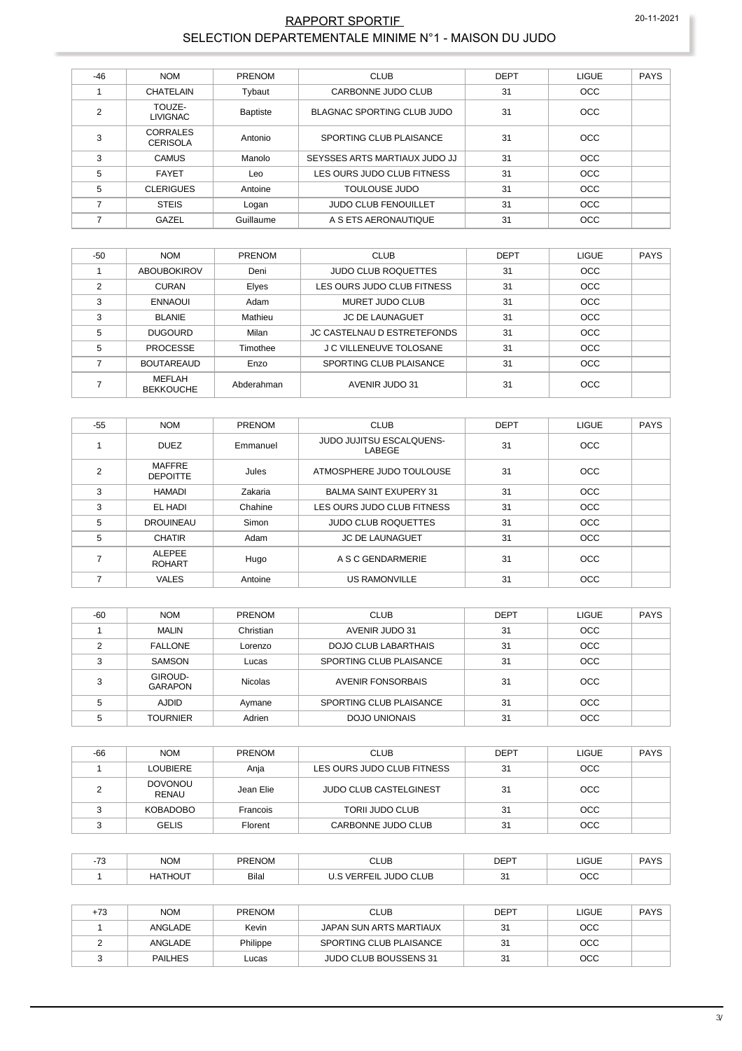# RAPPORT SPORTIF

## SELECTION DEPARTEMENTALE MINIME N°1 - MAISON DU JUDO

| -46 | NOM | PRENOM | CLUB | DEPT | LIGUE | PAYS |
|---|---|---|---|---|---|---|
| 1 | CHATELAIN | Tybaut | CARBONNE JUDO CLUB | 31 | OCC | |
| 2 | TOUZE-LIVIGNAC | Baptiste | BLAGNAC SPORTING CLUB JUDO | 31 | OCC | |
| 3 | CORRALES CERISOLA | Antonio | SPORTING CLUB PLAISANCE | 31 | OCC | |
| 3 | CAMUS | Manolo | SEYSSES ARTS MARTIAUX JUDO JJ | 31 | OCC | |
| 5 | FAYET | Leo | LES OURS JUDO CLUB FITNESS | 31 | OCC | |
| 5 | CLERIGUES | Antoine | TOULOUSE JUDO | 31 | OCC | |
| 7 | STEIS | Logan | JUDO CLUB FENOUILLET | 31 | OCC | |
| 7 | GAZEL | Guillaume | A S ETS AERONAUTIQUE | 31 | OCC | |

| -50 | NOM | PRENOM | CLUB | DEPT | LIGUE | PAYS |
|---|---|---|---|---|---|---|
| 1 | ABOUBOKIROV | Deni | JUDO CLUB ROQUETTES | 31 | OCC | |
| 2 | CURAN | Elyes | LES OURS JUDO CLUB FITNESS | 31 | OCC | |
| 3 | ENNAOUI | Adam | MURET JUDO CLUB | 31 | OCC | |
| 3 | BLANIE | Mathieu | JC DE LAUNAGUET | 31 | OCC | |
| 5 | DUGOURD | Milan | JC CASTELNAU D ESTRETEFONDS | 31 | OCC | |
| 5 | PROCESSE | Timothee | J C VILLENEUVE TOLOSANE | 31 | OCC | |
| 7 | BOUTAREAUD | Enzo | SPORTING CLUB PLAISANCE | 31 | OCC | |
| 7 | MEFLAH BEKKOUCHE | Abderahman | AVENIR JUDO 31 | 31 | OCC | |

| -55 | NOM | PRENOM | CLUB | DEPT | LIGUE | PAYS |
|---|---|---|---|---|---|---|
| 1 | DUEZ | Emmanuel | JUDO JUJITSU ESCALQUENS-LABEGE | 31 | OCC | |
| 2 | MAFFRE DEPOITTE | Jules | ATMOSPHERE JUDO TOULOUSE | 31 | OCC | |
| 3 | HAMADI | Zakaria | BALMA SAINT EXUPERY 31 | 31 | OCC | |
| 3 | EL HADI | Chahine | LES OURS JUDO CLUB FITNESS | 31 | OCC | |
| 5 | DROUINEAU | Simon | JUDO CLUB ROQUETTES | 31 | OCC | |
| 5 | CHATIR | Adam | JC DE LAUNAGUET | 31 | OCC | |
| 7 | ALEPEE ROHART | Hugo | A S C GENDARMERIE | 31 | OCC | |
| 7 | VALES | Antoine | US RAMONVILLE | 31 | OCC | |

| -60 | NOM | PRENOM | CLUB | DEPT | LIGUE | PAYS |
|---|---|---|---|---|---|---|
| 1 | MALIN | Christian | AVENIR JUDO 31 | 31 | OCC | |
| 2 | FALLONE | Lorenzo | DOJO CLUB LABARTHAIS | 31 | OCC | |
| 3 | SAMSON | Lucas | SPORTING CLUB PLAISANCE | 31 | OCC | |
| 3 | GIROUD-GARAPON | Nicolas | AVENIR FONSORBAIS | 31 | OCC | |
| 5 | AJDID | Aymane | SPORTING CLUB PLAISANCE | 31 | OCC | |
| 5 | TOURNIER | Adrien | DOJO UNIONAIS | 31 | OCC | |

| -66 | NOM | PRENOM | CLUB | DEPT | LIGUE | PAYS |
|---|---|---|---|---|---|---|
| 1 | LOUBIERE | Anja | LES OURS JUDO CLUB FITNESS | 31 | OCC | |
| 2 | DOVONOU RENAU | Jean Elie | JUDO CLUB CASTELGINEST | 31 | OCC | |
| 3 | KOBADOBO | Francois | TORII JUDO CLUB | 31 | OCC | |
| 3 | GELIS | Florent | CARBONNE JUDO CLUB | 31 | OCC | |

| -73 | NOM | PRENOM | CLUB | DEPT | LIGUE | PAYS |
|---|---|---|---|---|---|---|
| 1 | HATHOUT | Bilal | U.S VERFEIL JUDO CLUB | 31 | OCC | |

| +73 | NOM | PRENOM | CLUB | DEPT | LIGUE | PAYS |
|---|---|---|---|---|---|---|
| 1 | ANGLADE | Kevin | JAPAN SUN ARTS MARTIAUX | 31 | OCC | |
| 2 | ANGLADE | Philippe | SPORTING CLUB PLAISANCE | 31 | OCC | |
| 3 | PAILHES | Lucas | JUDO CLUB BOUSSENS 31 | 31 | OCC | |